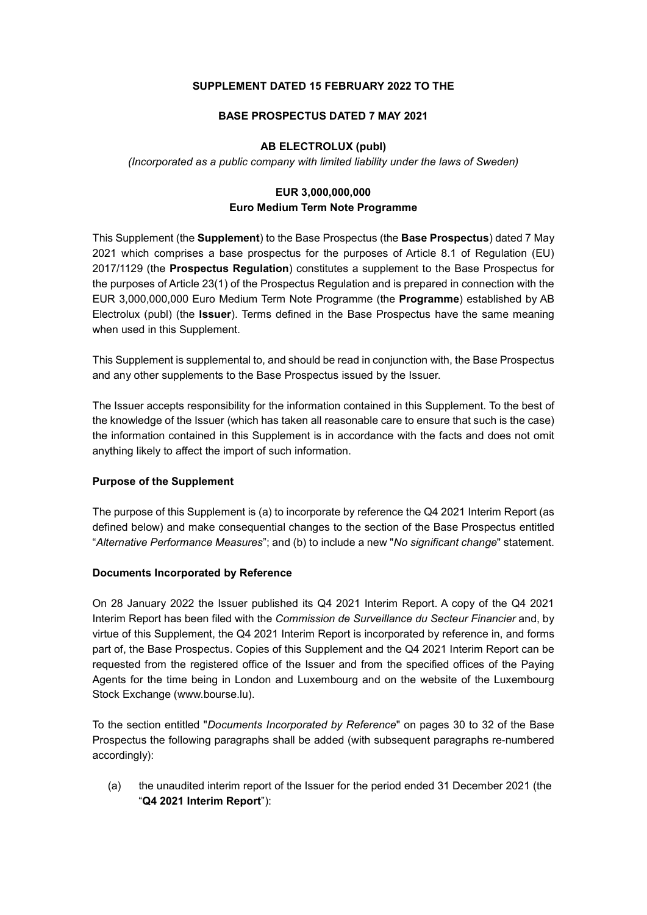**SUPPLEMENT DATED 15 FEBRUARY 2022 TO THE**

**BASE PROSPECTUS DATED 7 MAY 2021**

**AB ELECTROLUX (publ)**

*(Incorporated as a public company with limited liability under the laws of Sweden)*

**EUR 3,000,000,000**
**Euro Medium Term Note Programme**

This Supplement (the **Supplement**) to the Base Prospectus (the **Base Prospectus**) dated 7 May 2021 which comprises a base prospectus for the purposes of Article 8.1 of Regulation (EU) 2017/1129 (the **Prospectus Regulation**) constitutes a supplement to the Base Prospectus for the purposes of Article 23(1) of the Prospectus Regulation and is prepared in connection with the EUR 3,000,000,000 Euro Medium Term Note Programme (the **Programme**) established by AB Electrolux (publ) (the **Issuer**). Terms defined in the Base Prospectus have the same meaning when used in this Supplement.

This Supplement is supplemental to, and should be read in conjunction with, the Base Prospectus and any other supplements to the Base Prospectus issued by the Issuer.

The Issuer accepts responsibility for the information contained in this Supplement. To the best of the knowledge of the Issuer (which has taken all reasonable care to ensure that such is the case) the information contained in this Supplement is in accordance with the facts and does not omit anything likely to affect the import of such information.

**Purpose of the Supplement**

The purpose of this Supplement is (a) to incorporate by reference the Q4 2021 Interim Report (as defined below) and make consequential changes to the section of the Base Prospectus entitled "*Alternative Performance Measures*"; and (b) to include a new "*No significant change*" statement.

**Documents Incorporated by Reference**

On 28 January 2022 the Issuer published its Q4 2021 Interim Report. A copy of the Q4 2021 Interim Report has been filed with the *Commission de Surveillance du Secteur Financier* and, by virtue of this Supplement, the Q4 2021 Interim Report is incorporated by reference in, and forms part of, the Base Prospectus. Copies of this Supplement and the Q4 2021 Interim Report can be requested from the registered office of the Issuer and from the specified offices of the Paying Agents for the time being in London and Luxembourg and on the website of the Luxembourg Stock Exchange (www.bourse.lu).

To the section entitled "*Documents Incorporated by Reference*" on pages 30 to 32 of the Base Prospectus the following paragraphs shall be added (with subsequent paragraphs re-numbered accordingly):

(a) the unaudited interim report of the Issuer for the period ended 31 December 2021 (the "**Q4 2021 Interim Report**"):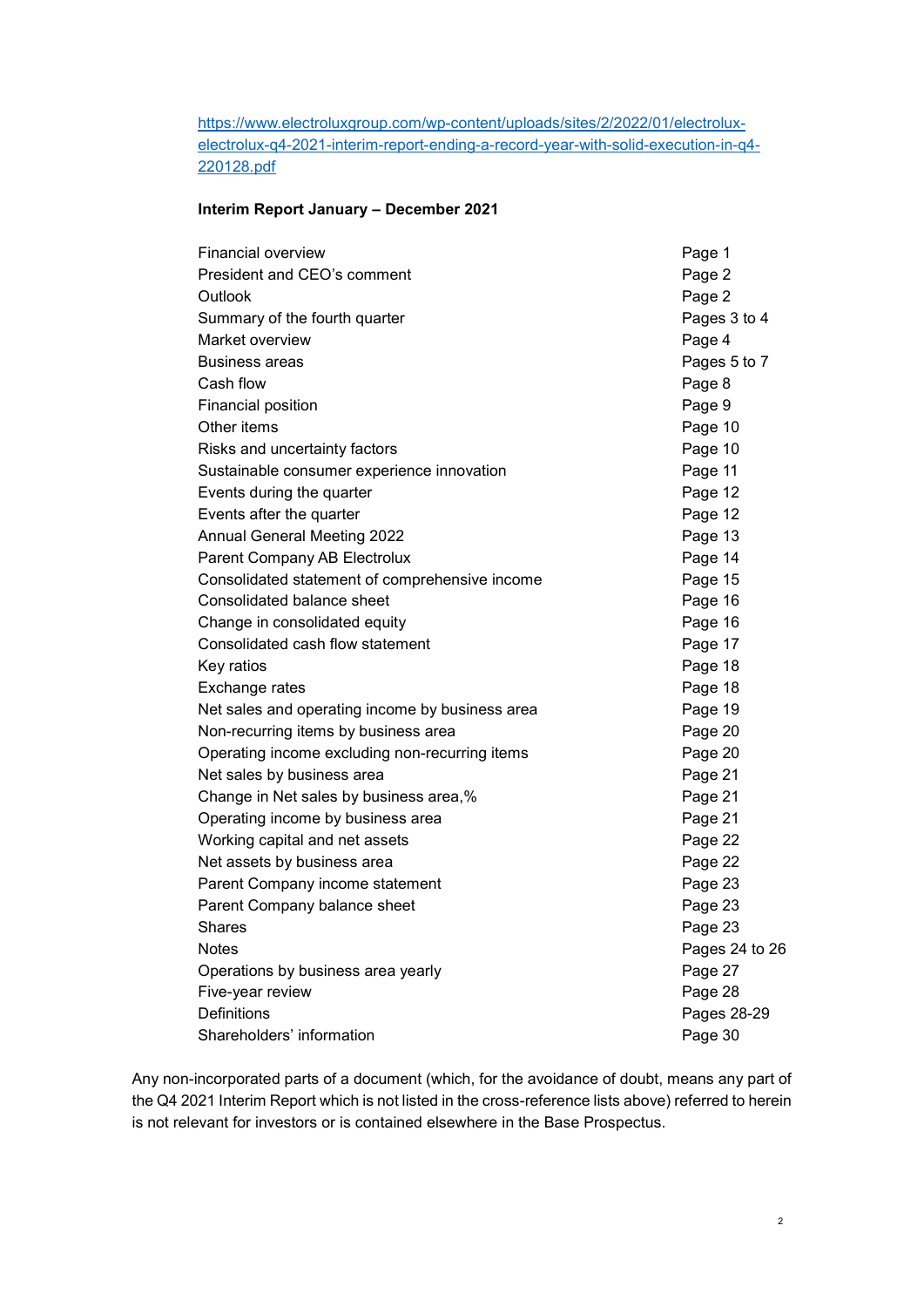[https://www.electroluxgroup.com/wp-content/uploads/sites/2/2022/01/electrolux-electrolux-q4-2021-interim-report-ending-a-record-year-with-solid-execution-in-q4-220128.pdf](https://www.electroluxgroup.com/wp-content/uploads/sites/2/2022/01/electrolux-electrolux-q4-2021-interim-report-ending-a-record-year-with-solid-execution-in-q4-220128.pdf)

**Interim Report January – December 2021**

| | |
|---|---|
| Financial overview | Page 1 |
| President and CEO's comment | Page 2 |
| Outlook | Page 2 |
| Summary of the fourth quarter | Pages 3 to 4 |
| Market overview | Page 4 |
| Business areas | Pages 5 to 7 |
| Cash flow | Page 8 |
| Financial position | Page 9 |
| Other items | Page 10 |
| Risks and uncertainty factors | Page 10 |
| Sustainable consumer experience innovation | Page 11 |
| Events during the quarter | Page 12 |
| Events after the quarter | Page 12 |
| Annual General Meeting 2022 | Page 13 |
| Parent Company AB Electrolux | Page 14 |
| Consolidated statement of comprehensive income | Page 15 |
| Consolidated balance sheet | Page 16 |
| Change in consolidated equity | Page 16 |
| Consolidated cash flow statement | Page 17 |
| Key ratios | Page 18 |
| Exchange rates | Page 18 |
| Net sales and operating income by business area | Page 19 |
| Non-recurring items by business area | Page 20 |
| Operating income excluding non-recurring items | Page 20 |
| Net sales by business area | Page 21 |
| Change in Net sales by business area,% | Page 21 |
| Operating income by business area | Page 21 |
| Working capital and net assets | Page 22 |
| Net assets by business area | Page 22 |
| Parent Company income statement | Page 23 |
| Parent Company balance sheet | Page 23 |
| Shares | Page 23 |
| Notes | Pages 24 to 26 |
| Operations by business area yearly | Page 27 |
| Five-year review | Page 28 |
| Definitions | Pages 28-29 |
| Shareholders' information | Page 30 |

Any non-incorporated parts of a document (which, for the avoidance of doubt, means any part of the Q4 2021 Interim Report which is not listed in the cross-reference lists above) referred to herein is not relevant for investors or is contained elsewhere in the Base Prospectus.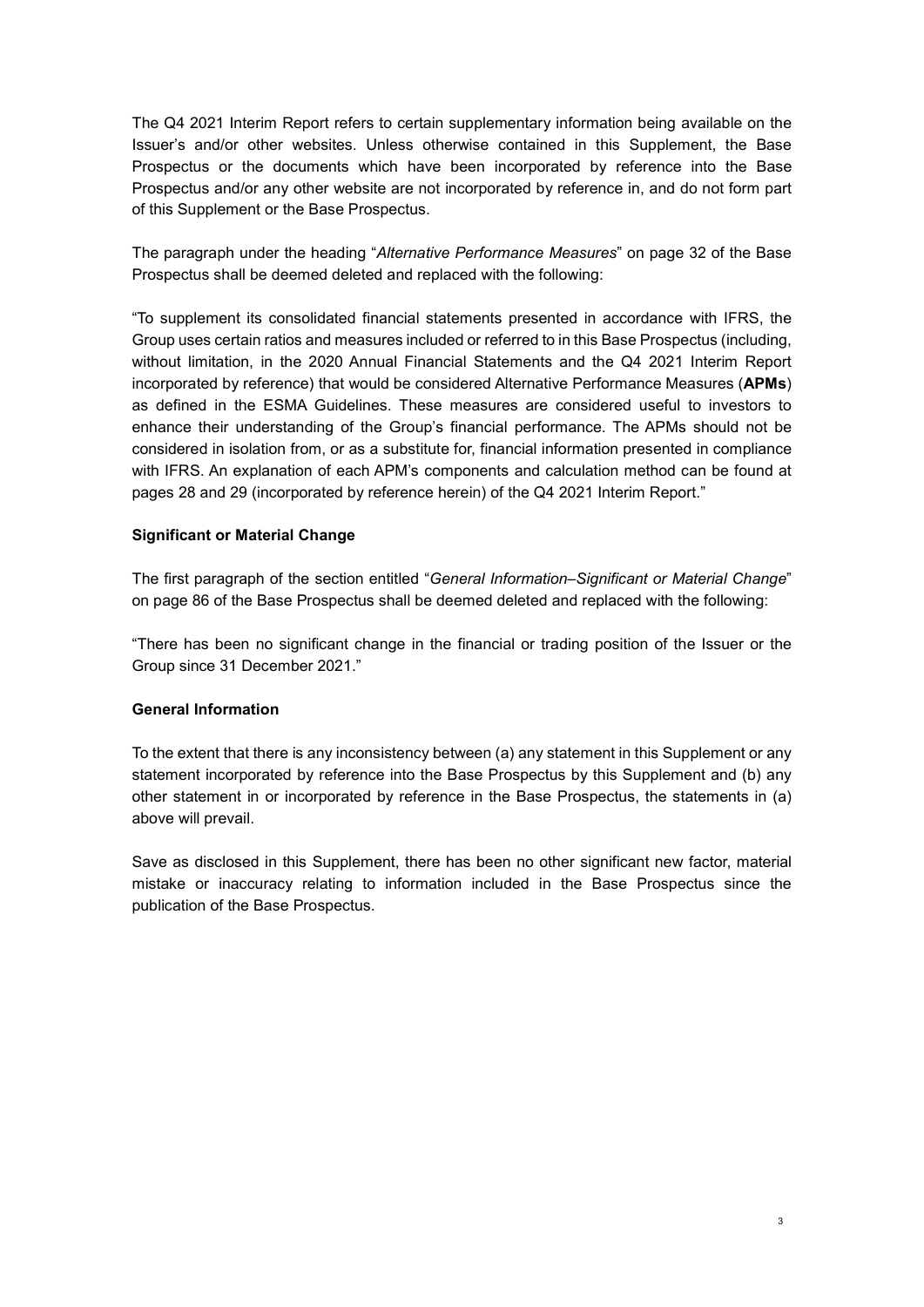The Q4 2021 Interim Report refers to certain supplementary information being available on the Issuer's and/or other websites. Unless otherwise contained in this Supplement, the Base Prospectus or the documents which have been incorporated by reference into the Base Prospectus and/or any other website are not incorporated by reference in, and do not form part of this Supplement or the Base Prospectus.

The paragraph under the heading "*Alternative Performance Measures*" on page 32 of the Base Prospectus shall be deemed deleted and replaced with the following:

"To supplement its consolidated financial statements presented in accordance with IFRS, the Group uses certain ratios and measures included or referred to in this Base Prospectus (including, without limitation, in the 2020 Annual Financial Statements and the Q4 2021 Interim Report incorporated by reference) that would be considered Alternative Performance Measures (**APMs**) as defined in the ESMA Guidelines. These measures are considered useful to investors to enhance their understanding of the Group's financial performance. The APMs should not be considered in isolation from, or as a substitute for, financial information presented in compliance with IFRS. An explanation of each APM's components and calculation method can be found at pages 28 and 29 (incorporated by reference herein) of the Q4 2021 Interim Report."

**Significant or Material Change**

The first paragraph of the section entitled "*General Information–Significant or Material Change*" on page 86 of the Base Prospectus shall be deemed deleted and replaced with the following:

"There has been no significant change in the financial or trading position of the Issuer or the Group since 31 December 2021."

**General Information**

To the extent that there is any inconsistency between (a) any statement in this Supplement or any statement incorporated by reference into the Base Prospectus by this Supplement and (b) any other statement in or incorporated by reference in the Base Prospectus, the statements in (a) above will prevail.

Save as disclosed in this Supplement, there has been no other significant new factor, material mistake or inaccuracy relating to information included in the Base Prospectus since the publication of the Base Prospectus.